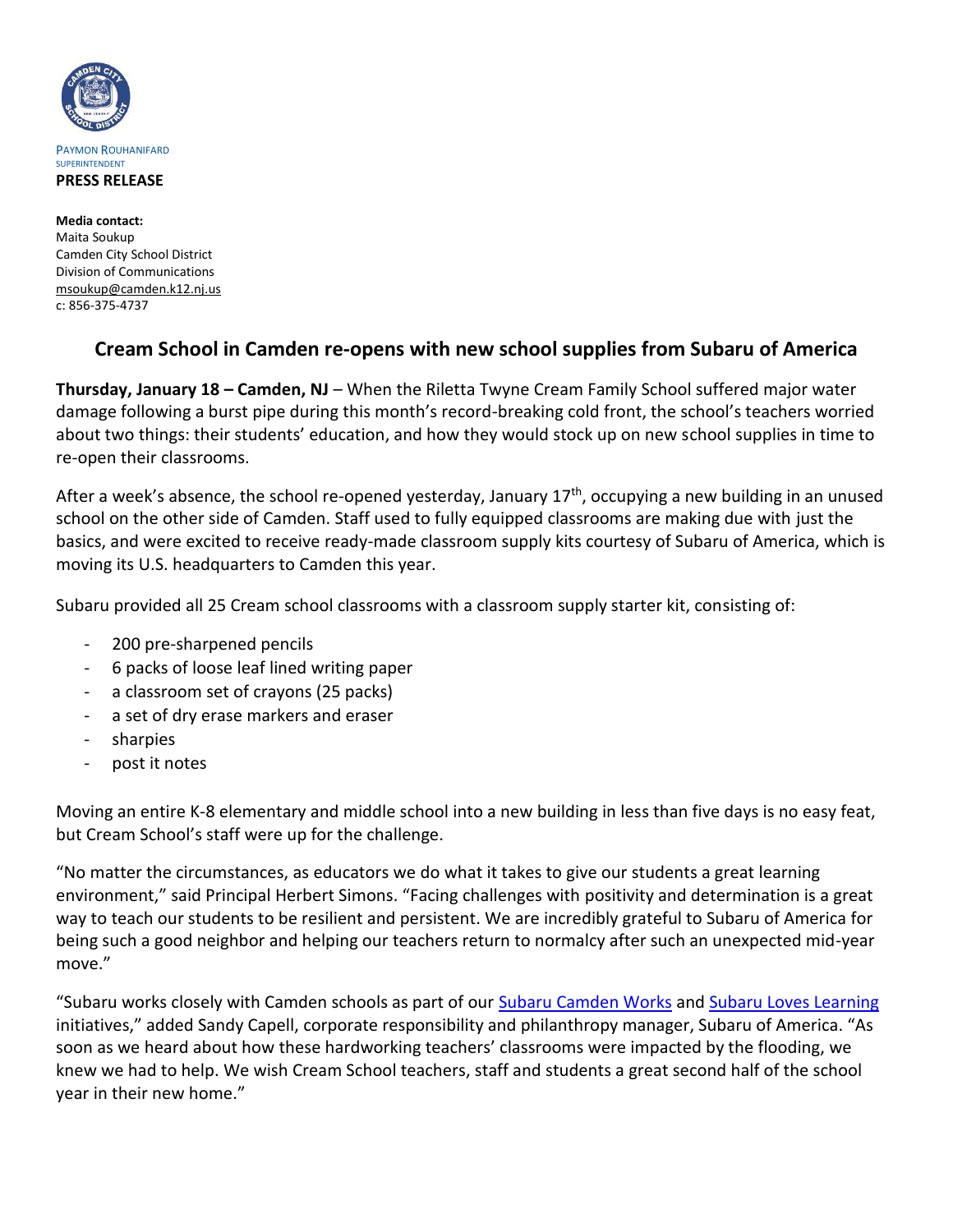PAYMON ROUHANIFARD
SUPERINTENDENT

**PRESS RELEASE**

**Media contact:**
Maita Soukup
Camden City School District
Division of Communications
msoukup@camden.k12.nj.us
c: 856-375-4737

## Cream School in Camden re-opens with new school supplies from Subaru of America

**Thursday, January 18 – Camden, NJ** – When the Riletta Twyne Cream Family School suffered major water damage following a burst pipe during this month's record-breaking cold front, the school's teachers worried about two things: their students' education, and how they would stock up on new school supplies in time to re-open their classrooms.

After a week's absence, the school re-opened yesterday, January 17th, occupying a new building in an unused school on the other side of Camden. Staff used to fully equipped classrooms are making due with just the basics, and were excited to receive ready-made classroom supply kits courtesy of Subaru of America, which is moving its U.S. headquarters to Camden this year.

Subaru provided all 25 Cream school classrooms with a classroom supply starter kit, consisting of:

- 200 pre-sharpened pencils
- 6 packs of loose leaf lined writing paper
- a classroom set of crayons (25 packs)
- a set of dry erase markers and eraser
- sharpies
- post it notes

Moving an entire K-8 elementary and middle school into a new building in less than five days is no easy feat, but Cream School's staff were up for the challenge.

"No matter the circumstances, as educators we do what it takes to give our students a great learning environment," said Principal Herbert Simons. "Facing challenges with positivity and determination is a great way to teach our students to be resilient and persistent. We are incredibly grateful to Subaru of America for being such a good neighbor and helping our teachers return to normalcy after such an unexpected mid-year move."

"Subaru works closely with Camden schools as part of our Subaru Camden Works and Subaru Loves Learning initiatives," added Sandy Capell, corporate responsibility and philanthropy manager, Subaru of America. "As soon as we heard about how these hardworking teachers' classrooms were impacted by the flooding, we knew we had to help. We wish Cream School teachers, staff and students a great second half of the school year in their new home."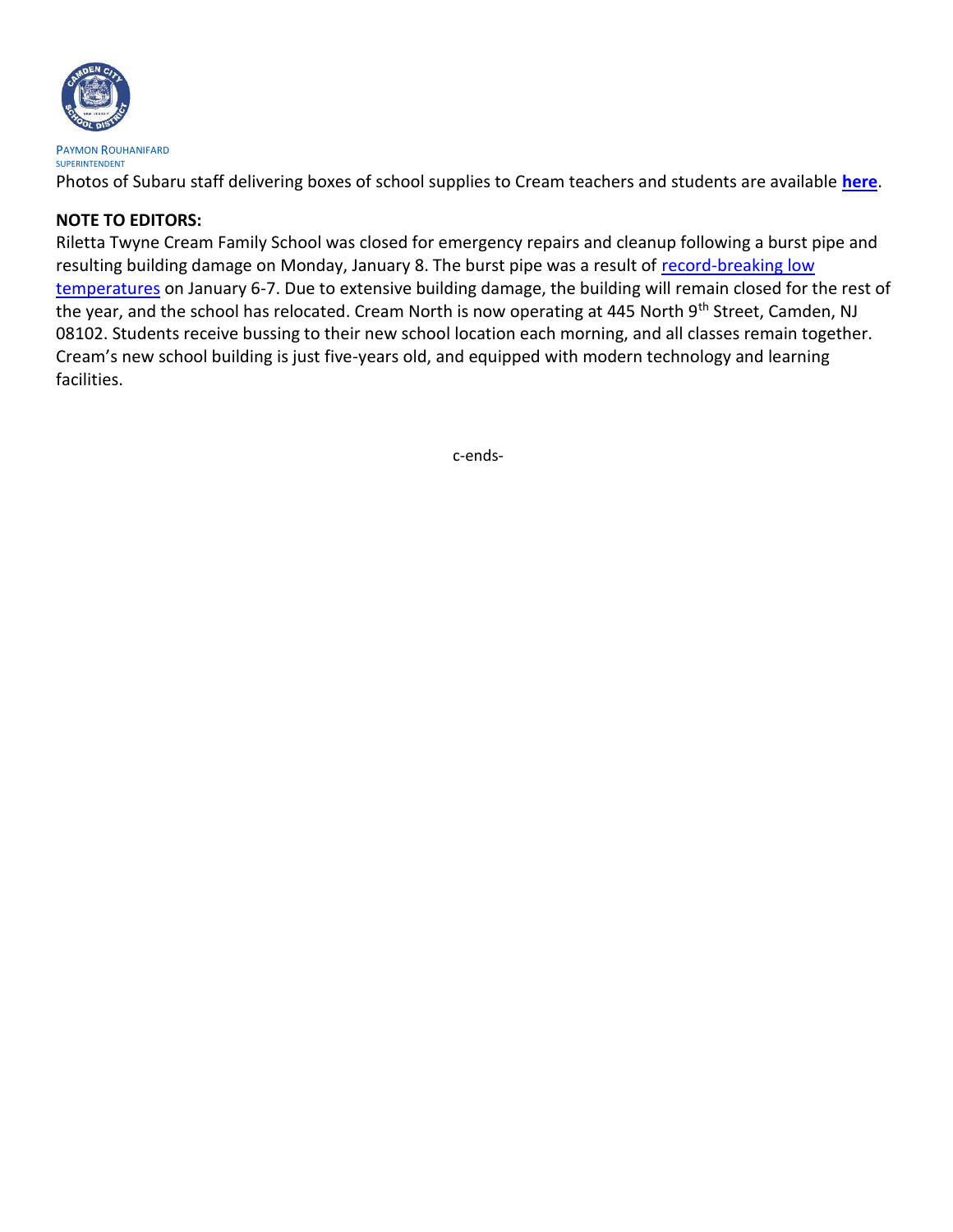PAYMON ROUHANIFARD
SUPERINTENDENT

Photos of Subaru staff delivering boxes of school supplies to Cream teachers and students are available **here**.

**NOTE TO EDITORS:**

Riletta Twyne Cream Family School was closed for emergency repairs and cleanup following a burst pipe and resulting building damage on Monday, January 8. The burst pipe was a result of record-breaking low temperatures on January 6-7. Due to extensive building damage, the building will remain closed for the rest of the year, and the school has relocated. Cream North is now operating at 445 North 9th Street, Camden, NJ 08102. Students receive bussing to their new school location each morning, and all classes remain together. Cream's new school building is just five-years old, and equipped with modern technology and learning facilities.

c-ends-